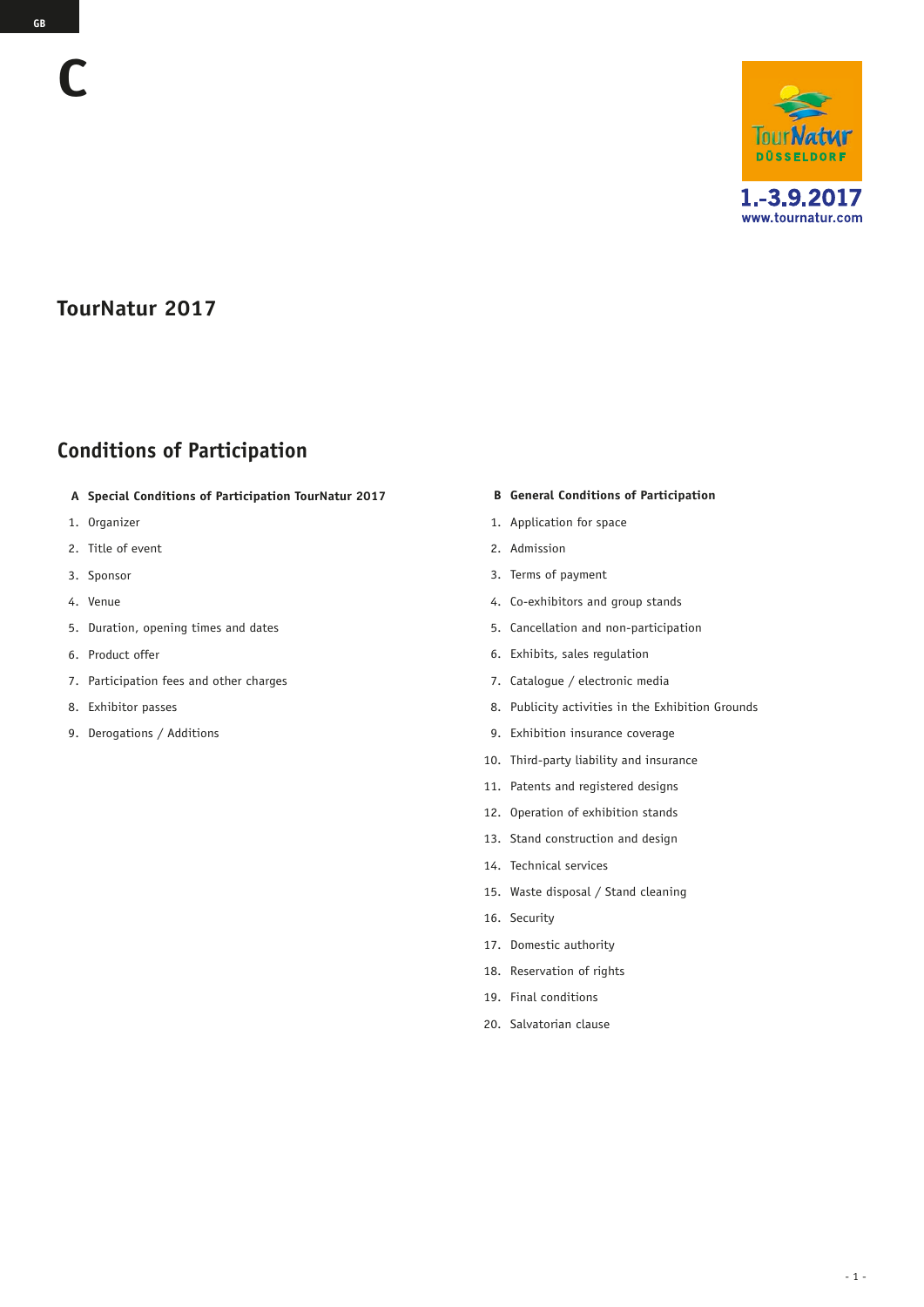GB

# C

TourNatur
DÜSSELDORF
1.-3.9.2017
www.tournatur.com

## TourNatur 2017

## Conditions of Participation

**A Special Conditions of Participation TourNatur 2017**

1. Organizer
2. Title of event
3. Sponsor
4. Venue
5. Duration, opening times and dates
6. Product offer
7. Participation fees and other charges
8. Exhibitor passes
9. Derogations / Additions

**B General Conditions of Participation**

1. Application for space
2. Admission
3. Terms of payment
4. Co-exhibitors and group stands
5. Cancellation and non-participation
6. Exhibits, sales regulation
7. Catalogue / electronic media
8. Publicity activities in the Exhibition Grounds
9. Exhibition insurance coverage
10. Third-party liability and insurance
11. Patents and registered designs
12. Operation of exhibition stands
13. Stand construction and design
14. Technical services
15. Waste disposal / Stand cleaning
16. Security
17. Domestic authority
18. Reservation of rights
19. Final conditions
20. Salvatorian clause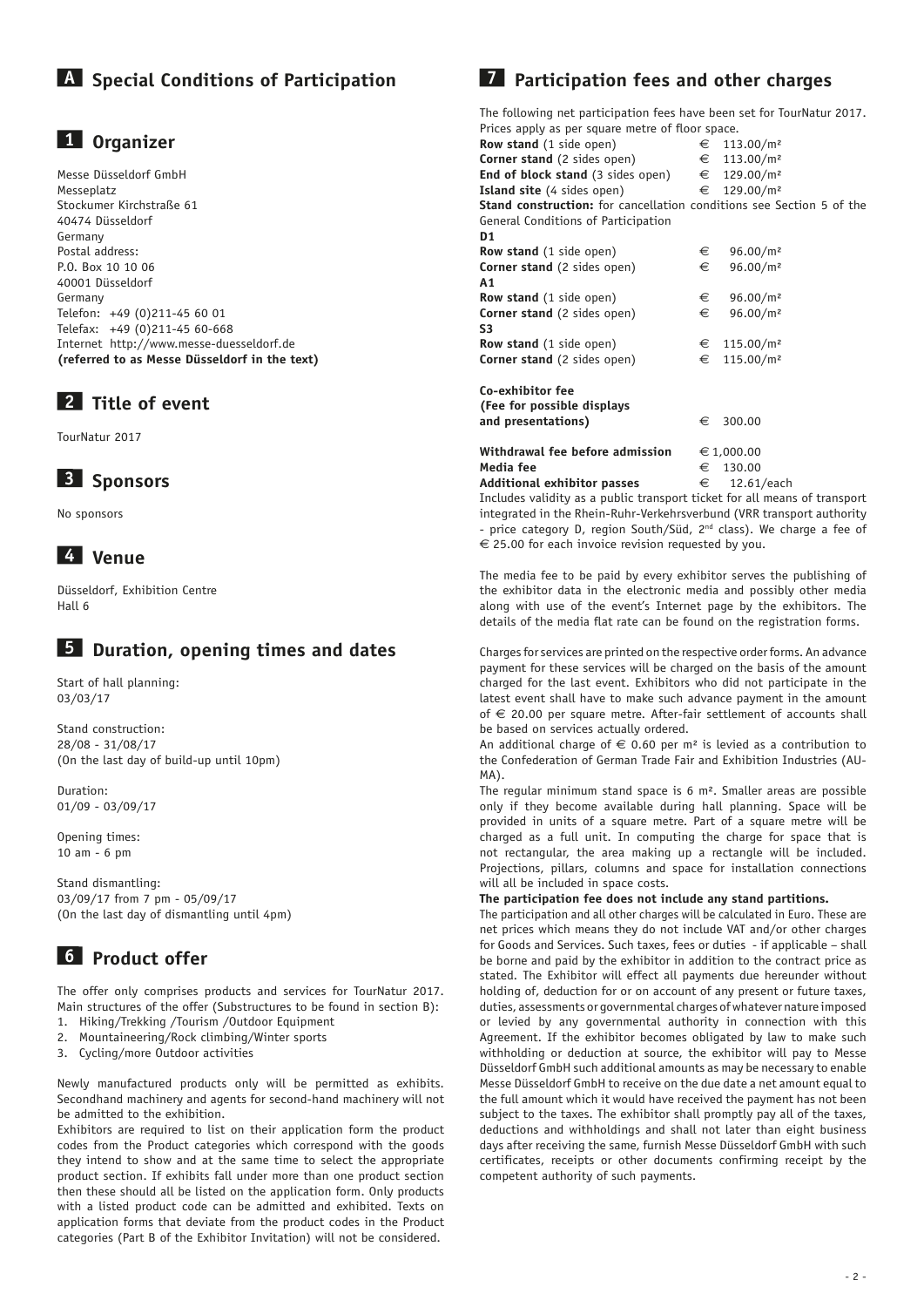# A Special Conditions of Participation

## 1 Organizer

Messe Düsseldorf GmbH
Messeplatz
Stockumer Kirchstraße 61
40474 Düsseldorf
Germany
Postal address:
P.O. Box 10 10 06
40001 Düsseldorf
Germany
Telefon: +49 (0)211-45 60 01
Telefax: +49 (0)211-45 60-668
Internet http://www.messe-duesseldorf.de
**(referred to as Messe Düsseldorf in the text)**

## 2 Title of event

TourNatur 2017

## 3 Sponsors

No sponsors

## 4 Venue

Düsseldorf, Exhibition Centre
Hall 6

## 5 Duration, opening times and dates

Start of hall planning:
03/03/17

Stand construction:
28/08 - 31/08/17
(On the last day of build-up until 10pm)

Duration:
01/09 - 03/09/17

Opening times:
10 am - 6 pm

Stand dismantling:
03/09/17 from 7 pm - 05/09/17
(On the last day of dismantling until 4pm)

## 6 Product offer

The offer only comprises products and services for TourNatur 2017. Main structures of the offer (Substructures to be found in section B):

1. Hiking/Trekking /Tourism /Outdoor Equipment
2. Mountaineering/Rock climbing/Winter sports
3. Cycling/more Outdoor activities

Newly manufactured products only will be permitted as exhibits. Secondhand machinery and agents for second-hand machinery will not be admitted to the exhibition.

Exhibitors are required to list on their application form the product codes from the Product categories which correspond with the goods they intend to show and at the same time to select the appropriate product section. If exhibits fall under more than one product section then these should all be listed on the application form. Only products with a listed product code can be admitted and exhibited. Texts on application forms that deviate from the product codes in the Product categories (Part B of the Exhibitor Invitation) will not be considered.

## 7 Participation fees and other charges

The following net participation fees have been set for TourNatur 2017. Prices apply as per square metre of floor space.

| | |
|---|---|
| **Row stand** (1 side open) | € 113.00/m² |
| **Corner stand** (2 sides open) | € 113.00/m² |
| **End of block stand** (3 sides open) | € 129.00/m² |
| **Island site** (4 sides open) | € 129.00/m² |

**Stand construction:** for cancellation conditions see Section 5 of the General Conditions of Participation

| | |
|---|---|
| **D1** | |
| **Row stand** (1 side open) | € 96.00/m² |
| **Corner stand** (2 sides open) | € 96.00/m² |
| **A1** | |
| **Row stand** (1 side open) | € 96.00/m² |
| **Corner stand** (2 sides open) | € 96.00/m² |
| **S3** | |
| **Row stand** (1 side open) | € 115.00/m² |
| **Corner stand** (2 sides open) | € 115.00/m² |

| | |
|---|---|
| **Co-exhibitor fee (Fee for possible displays and presentations)** | € 300.00 |
| **Withdrawal fee before admission** | € 1,000.00 |
| **Media fee** | € 130.00 |
| **Additional exhibitor passes** | € 12.61/each |

Includes validity as a public transport ticket for all means of transport integrated in the Rhein-Ruhr-Verkehrsverbund (VRR transport authority - price category D, region South/Süd, 2nd class). We charge a fee of € 25.00 for each invoice revision requested by you.

The media fee to be paid by every exhibitor serves the publishing of the exhibitor data in the electronic media and possibly other media along with use of the event's Internet page by the exhibitors. The details of the media flat rate can be found on the registration forms.

Charges for services are printed on the respective order forms. An advance payment for these services will be charged on the basis of the amount charged for the last event. Exhibitors who did not participate in the latest event shall have to make such advance payment in the amount of € 20.00 per square metre. After-fair settlement of accounts shall be based on services actually ordered.

An additional charge of € 0.60 per m² is levied as a contribution to the Confederation of German Trade Fair and Exhibition Industries (AUMA).

The regular minimum stand space is 6 m². Smaller areas are possible only if they become available during hall planning. Space will be provided in units of a square metre. Part of a square metre will be charged as a full unit. In computing the charge for space that is not rectangular, the area making up a rectangle will be included. Projections, pillars, columns and space for installation connections will all be included in space costs.

**The participation fee does not include any stand partitions.**

The participation and all other charges will be calculated in Euro. These are net prices which means they do not include VAT and/or other charges for Goods and Services. Such taxes, fees or duties - if applicable – shall be borne and paid by the exhibitor in addition to the contract price as stated. The Exhibitor will effect all payments due hereunder without holding of, deduction for or on account of any present or future taxes, duties, assessments or governmental charges of whatever nature imposed or levied by any governmental authority in connection with this Agreement. If the exhibitor becomes obligated by law to make such withholding or deduction at source, the exhibitor will pay to Messe Düsseldorf GmbH such additional amounts as may be necessary to enable Messe Düsseldorf GmbH to receive on the due date a net amount equal to the full amount which it would have received the payment has not been subject to the taxes. The exhibitor shall promptly pay all of the taxes, deductions and withholdings and shall not later than eight business days after receiving the same, furnish Messe Düsseldorf GmbH with such certificates, receipts or other documents confirming receipt by the competent authority of such payments.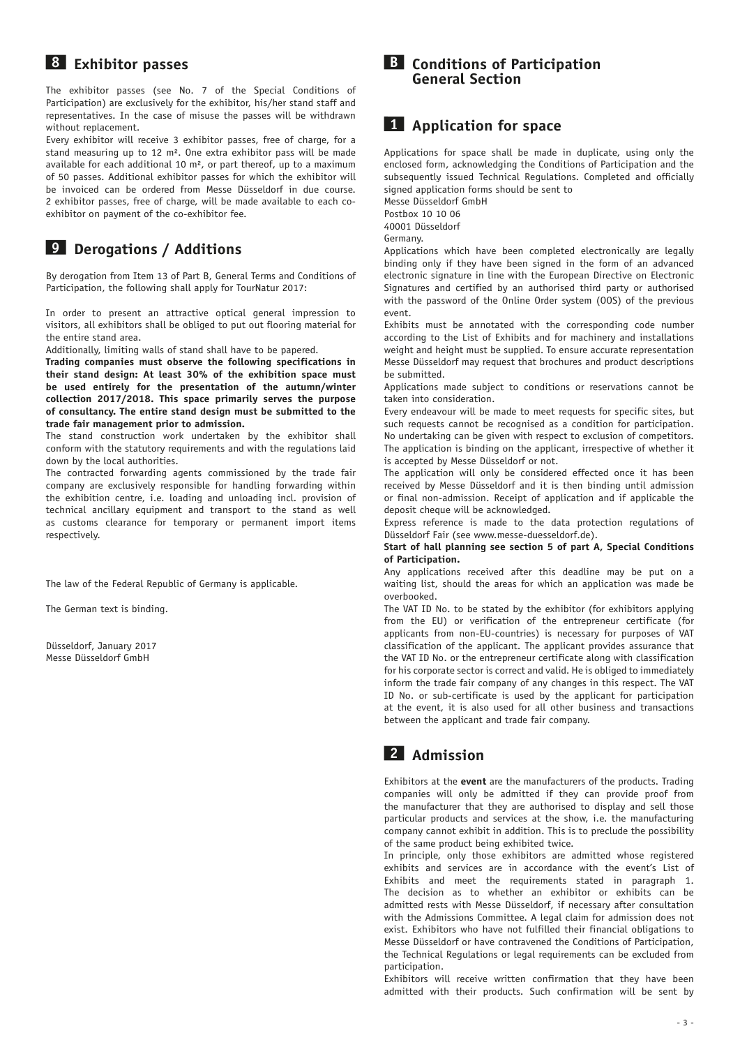## 8 Exhibitor passes

The exhibitor passes (see No. 7 of the Special Conditions of Participation) are exclusively for the exhibitor, his/her stand staff and representatives. In the case of misuse the passes will be withdrawn without replacement.

Every exhibitor will receive 3 exhibitor passes, free of charge, for a stand measuring up to 12 m². One extra exhibitor pass will be made available for each additional 10 m², or part thereof, up to a maximum of 50 passes. Additional exhibitor passes for which the exhibitor will be invoiced can be ordered from Messe Düsseldorf in due course. 2 exhibitor passes, free of charge, will be made available to each co-exhibitor on payment of the co-exhibitor fee.

## 9 Derogations / Additions

By derogation from Item 13 of Part B, General Terms and Conditions of Participation, the following shall apply for TourNatur 2017:

In order to present an attractive optical general impression to visitors, all exhibitors shall be obliged to put out flooring material for the entire stand area.

Additionally, limiting walls of stand shall have to be papered.

**Trading companies must observe the following specifications in their stand design: At least 30% of the exhibition space must be used entirely for the presentation of the autumn/winter collection 2017/2018. This space primarily serves the purpose of consultancy. The entire stand design must be submitted to the trade fair management prior to admission.**

The stand construction work undertaken by the exhibitor shall conform with the statutory requirements and with the regulations laid down by the local authorities.

The contracted forwarding agents commissioned by the trade fair company are exclusively responsible for handling forwarding within the exhibition centre, i.e. loading and unloading incl. provision of technical ancillary equipment and transport to the stand as well as customs clearance for temporary or permanent import items respectively.

The law of the Federal Republic of Germany is applicable.

The German text is binding.

Düsseldorf, January 2017
Messe Düsseldorf GmbH

# B Conditions of Participation General Section

## 1 Application for space

Applications for space shall be made in duplicate, using only the enclosed form, acknowledging the Conditions of Participation and the subsequently issued Technical Regulations. Completed and officially signed application forms should be sent to
Messe Düsseldorf GmbH
Postbox 10 10 06
40001 Düsseldorf
Germany.

Applications which have been completed electronically are legally binding only if they have been signed in the form of an advanced electronic signature in line with the European Directive on Electronic Signatures and certified by an authorised third party or authorised with the password of the Online Order system (OOS) of the previous event.

Exhibits must be annotated with the corresponding code number according to the List of Exhibits and for machinery and installations weight and height must be supplied. To ensure accurate representation Messe Düsseldorf may request that brochures and product descriptions be submitted.

Applications made subject to conditions or reservations cannot be taken into consideration.

Every endeavour will be made to meet requests for specific sites, but such requests cannot be recognised as a condition for participation. No undertaking can be given with respect to exclusion of competitors. The application is binding on the applicant, irrespective of whether it is accepted by Messe Düsseldorf or not.

The application will only be considered effected once it has been received by Messe Düsseldorf and it is then binding until admission or final non-admission. Receipt of application and if applicable the deposit cheque will be acknowledged.

Express reference is made to the data protection regulations of Düsseldorf Fair (see www.messe-duesseldorf.de).

**Start of hall planning see section 5 of part A, Special Conditions of Participation.**

Any applications received after this deadline may be put on a waiting list, should the areas for which an application was made be overbooked.

The VAT ID No. to be stated by the exhibitor (for exhibitors applying from the EU) or verification of the entrepreneur certificate (for applicants from non-EU-countries) is necessary for purposes of VAT classification of the applicant. The applicant provides assurance that the VAT ID No. or the entrepreneur certificate along with classification for his corporate sector is correct and valid. He is obliged to immediately inform the trade fair company of any changes in this respect. The VAT ID No. or sub-certificate is used by the applicant for participation at the event, it is also used for all other business and transactions between the applicant and trade fair company.

## 2 Admission

Exhibitors at the **event** are the manufacturers of the products. Trading companies will only be admitted if they can provide proof from the manufacturer that they are authorised to display and sell those particular products and services at the show, i.e. the manufacturing company cannot exhibit in addition. This is to preclude the possibility of the same product being exhibited twice.

In principle, only those exhibitors are admitted whose registered exhibits and services are in accordance with the event's List of Exhibits and meet the requirements stated in paragraph 1. The decision as to whether an exhibitor or exhibits can be admitted rests with Messe Düsseldorf, if necessary after consultation with the Admissions Committee. A legal claim for admission does not exist. Exhibitors who have not fulfilled their financial obligations to Messe Düsseldorf or have contravened the Conditions of Participation, the Technical Regulations or legal requirements can be excluded from participation.

Exhibitors will receive written confirmation that they have been admitted with their products. Such confirmation will be sent by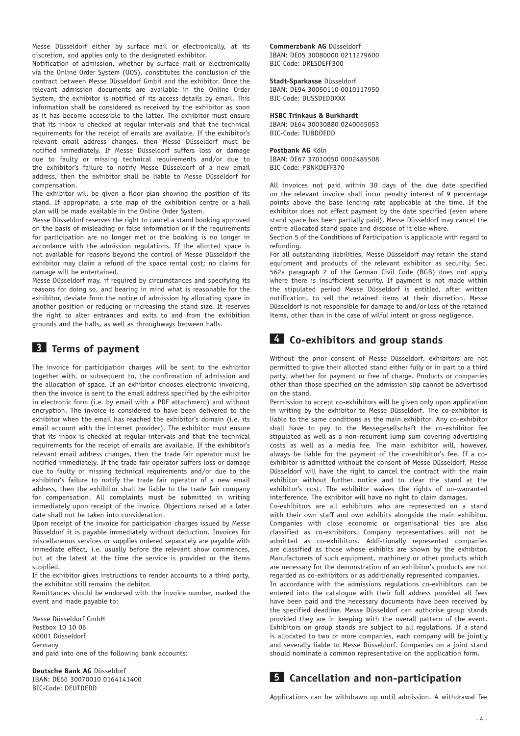Messe Düsseldorf either by surface mail or electronically, at its discretion, and applies only to the designated exhibitor.

Notification of admission, whether by surface mail or electronically via the Online Order System (OOS), constitutes the conclusion of the contract between Messe Düsseldorf GmbH and the exhibitor. Once the relevant admission documents are available in the Online Order System, the exhibitor is notified of its access details by email. This information shall be considered as received by the exhibitor as soon as it has become accessible to the latter. The exhibitor must ensure that its inbox is checked at regular intervals and that the technical requirements for the receipt of emails are available. If the exhibitor's relevant email address changes, then Messe Düsseldorf must be notified immediately. If Messe Düsseldorf suffers loss or damage due to faulty or missing technical requirements and/or due to the exhibitor's failure to notify Messe Düsseldorf of a new email address, then the exhibitor shall be liable to Messe Düsseldorf for compensation.

The exhibitor will be given a floor plan showing the position of its stand. If appropriate, a site map of the exhibition centre or a hall plan will be made available in the Online Order System.

Messe Düsseldorf reserves the right to cancel a stand booking approved on the basis of misleading or false information or if the requirements for participation are no longer met or the booking is no longer in accordance with the admission regulations. If the allotted space is not available for reasons beyond the control of Messe Düsseldorf the exhibitor may claim a refund of the space rental cost; no claims for damage will be entertained.

Messe Düsseldorf may, if required by circumstances and specifying its reasons for doing so, and bearing in mind what is reasonable for the exhibitor, deviate from the notice of admission by allocating space in another position or reducing or increasing the stand size. It reserves the right to alter entrances and exits to and from the exhibition grounds and the halls, as well as throughways between halls.

## 3 Terms of payment

The invoice for participation charges will be sent to the exhibitor together with, or subsequent to, the confirmation of admission and the allocation of space. If an exhibitor chooses electronic invoicing, then the invoice is sent to the email address specified by the exhibitor in electronic form (i.e. by email with a PDF attachment) and without encryption. The invoice is considered to have been delivered to the exhibitor when the email has reached the exhibitor's domain (i.e. its email account with the internet provider). The exhibitor must ensure that its inbox is checked at regular intervals and that the technical requirements for the receipt of emails are available. If the exhibitor's relevant email address changes, then the trade fair operator must be notified immediately. If the trade fair operator suffers loss or damage due to faulty or missing technical requirements and/or due to the exhibitor's failure to notify the trade fair operator of a new email address, then the exhibitor shall be liable to the trade fair company for compensation. All complaints must be submitted in writing immediately upon receipt of the invoice. Objections raised at a later date shall not be taken into consideration.

Upon receipt of the invoice for participation charges issued by Messe Düsseldorf it is payable immediately without deduction. Invoices for miscellaneous services or supplies ordered separately are payable with immediate effect, i.e. usually before the relevant show commences, but at the latest at the time the service is provided or the items supplied.

If the exhibitor gives instructions to render accounts to a third party, the exhibitor still remains the debitor.

Remittances should be endorsed with the invoice number, marked the event and made payable to:

Messe Düsseldorf GmbH
Postbox 10 10 06
40001 Düsseldorf
Germany
and paid into one of the following bank accounts:

**Deutsche Bank AG** Düsseldorf
IBAN: DE66 30070010 0164141400
BIC-Code: DEUTDEDD

**Commerzbank AG** Düsseldorf
IBAN: DE05 30080000 0211279600
BIC-Code: DRESDEFF300

**Stadt-Sparkasse** Düsseldorf
IBAN: DE94 30050110 0010117950
BIC-Code: DUSSDEDDXXX

**HSBC Trinkaus & Burkhardt**
IBAN: DE64 30030880 0240065053
BIC-Code: TUBDDEDD

**Postbank AG** Köln
IBAN: DE67 37010050 0002485508
BIC-Code: PBNKDEFF370

All invoices not paid within 30 days of the due date specified on the relevant invoice shall incur penalty interest of 9 percentage points above the base lending rate applicable at the time. If the exhibitor does not effect payment by the date specified (even where stand space has been partially paid), Messe Düsseldorf may cancel the entire allocated stand space and dispose of it else-where.

Section 5 of the Conditions of Participation is applicable with regard to refunding.

For all outstanding liabilities, Messe Düsseldorf may retain the stand equipment and products of the relevant exhibitor as security. Sec. 562a paragraph 2 of the German Civil Code (BGB) does not apply where there is insufficient security. If payment is not made within the stipulated period Messe Düsseldorf is entitled, after written notification, to sell the retained items at their discretion. Messe Düsseldorf is not responsible for damage to and/or loss of the retained items, other than in the case of wilful intent or gross negligence.

## 4 Co-exhibitors and group stands

Without the prior consent of Messe Düsseldorf, exhibitors are not permitted to give their allotted stand either fully or in part to a third party, whether for payment or free of charge. Products or companies other than those specified on the admission slip cannot be advertised on the stand.

Permission to accept co-exhibitors will be given only upon application in writing by the exhibitor to Messe Düsseldorf. The co-exhibitor is liable to the same conditions as the main exhibitor. Any co-exhibitor shall have to pay to the Messegesellschaft the co-exhibitor fee stipulated as well as a non-recurrent lump sum covering advertising costs as well as a media fee. The main exhibitor will, however, always be liable for the payment of the co-exhibitor's fee. If a co-exhibitor is admitted without the consent of Messe Düsseldorf, Messe Düsseldorf will have the right to cancel the contract with the main exhibitor without further notice and to clear the stand at the exhibitor's cost. The exhibitor waives the rights of un-warranted interference. The exhibitor will have no right to claim damages.

Co-exhibitors are all exhibitors who are represented on a stand with their own staff and own exhibits alongside the main exhibitor. Companies with close economic or organisational ties are also classified as co-exhibitors. Company representatives will not be admitted as co-exhibitors. Addi-tionally represented companies are classified as those whose exhibits are shown by the exhibitor. Manufacturers of such equipment, machinery or other products which are necessary for the demonstration of an exhibitor's products are not regarded as co-exhibitors or as additionally represented companies.

In accordance with the admissions regulations co-exhibitors can be entered into the catalogue with their full address provided all fees have been paid and the necessary documents have been received by the specified deadline. Messe Düsseldorf can authorise group stands provided they are in keeping with the overall pattern of the event. Exhibitors on group stands are subject to all regulations. If a stand is allocated to two or more companies, each company will be jointly and severally liable to Messe Düsseldorf. Companies on a joint stand should nominate a common representative on the application form.

## 5 Cancellation and non-participation

Applications can be withdrawn up until admission. A withdrawal fee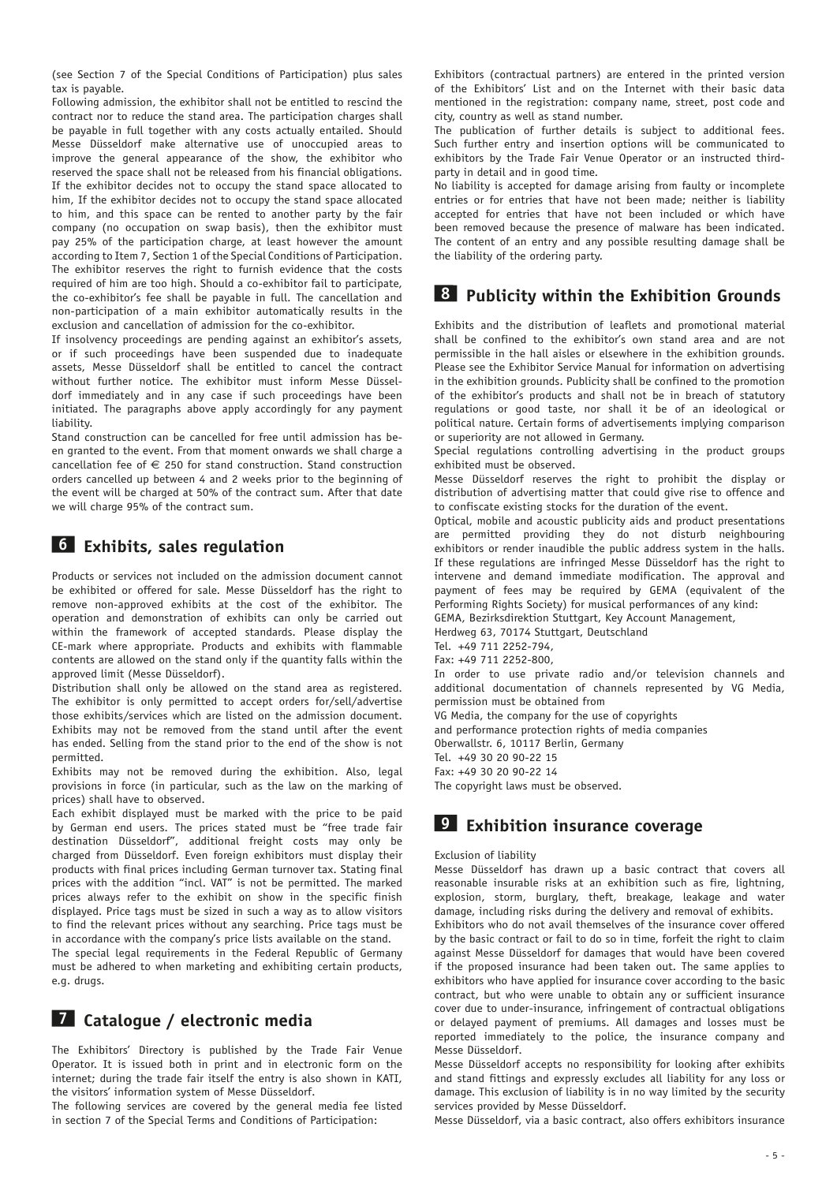(see Section 7 of the Special Conditions of Participation) plus sales tax is payable.

Following admission, the exhibitor shall not be entitled to rescind the contract nor to reduce the stand area. The participation charges shall be payable in full together with any costs actually entailed. Should Messe Düsseldorf make alternative use of unoccupied areas to improve the general appearance of the show, the exhibitor who reserved the space shall not be released from his financial obligations. If the exhibitor decides not to occupy the stand space allocated to him, If the exhibitor decides not to occupy the stand space allocated to him, and this space can be rented to another party by the fair company (no occupation on swap basis), then the exhibitor must pay 25% of the participation charge, at least however the amount according to Item 7, Section 1 of the Special Conditions of Participation. The exhibitor reserves the right to furnish evidence that the costs required of him are too high. Should a co-exhibitor fail to participate, the co-exhibitor's fee shall be payable in full. The cancellation and non-participation of a main exhibitor automatically results in the exclusion and cancellation of admission for the co-exhibitor.

If insolvency proceedings are pending against an exhibitor's assets, or if such proceedings have been suspended due to inadequate assets, Messe Düsseldorf shall be entitled to cancel the contract without further notice. The exhibitor must inform Messe Düsseldorf immediately and in any case if such proceedings have been initiated. The paragraphs above apply accordingly for any payment liability.

Stand construction can be cancelled for free until admission has been granted to the event. From that moment onwards we shall charge a cancellation fee of € 250 for stand construction. Stand construction orders cancelled up between 4 and 2 weeks prior to the beginning of the event will be charged at 50% of the contract sum. After that date we will charge 95% of the contract sum.

## 6 Exhibits, sales regulation

Products or services not included on the admission document cannot be exhibited or offered for sale. Messe Düsseldorf has the right to remove non-approved exhibits at the cost of the exhibitor. The operation and demonstration of exhibits can only be carried out within the framework of accepted standards. Please display the CE-mark where appropriate. Products and exhibits with flammable contents are allowed on the stand only if the quantity falls within the approved limit (Messe Düsseldorf).

Distribution shall only be allowed on the stand area as registered. The exhibitor is only permitted to accept orders for/sell/advertise those exhibits/services which are listed on the admission document. Exhibits may not be removed from the stand until after the event has ended. Selling from the stand prior to the end of the show is not permitted.

Exhibits may not be removed during the exhibition. Also, legal provisions in force (in particular, such as the law on the marking of prices) shall have to observed.

Each exhibit displayed must be marked with the price to be paid by German end users. The prices stated must be "free trade fair destination Düsseldorf", additional freight costs may only be charged from Düsseldorf. Even foreign exhibitors must display their products with final prices including German turnover tax. Stating final prices with the addition "incl. VAT" is not be permitted. The marked prices always refer to the exhibit on show in the specific finish displayed. Price tags must be sized in such a way as to allow visitors to find the relevant prices without any searching. Price tags must be in accordance with the company's price lists available on the stand.

The special legal requirements in the Federal Republic of Germany must be adhered to when marketing and exhibiting certain products, e.g. drugs.

## 7 Catalogue / electronic media

The Exhibitors' Directory is published by the Trade Fair Venue Operator. It is issued both in print and in electronic form on the internet; during the trade fair itself the entry is also shown in KATI, the visitors' information system of Messe Düsseldorf.

The following services are covered by the general media fee listed in section 7 of the Special Terms and Conditions of Participation:

Exhibitors (contractual partners) are entered in the printed version of the Exhibitors' List and on the Internet with their basic data mentioned in the registration: company name, street, post code and city, country as well as stand number.

The publication of further details is subject to additional fees. Such further entry and insertion options will be communicated to exhibitors by the Trade Fair Venue Operator or an instructed third-party in detail and in good time.

No liability is accepted for damage arising from faulty or incomplete entries or for entries that have not been made; neither is liability accepted for entries that have not been included or which have been removed because the presence of malware has been indicated. The content of an entry and any possible resulting damage shall be the liability of the ordering party.

## 8 Publicity within the Exhibition Grounds

Exhibits and the distribution of leaflets and promotional material shall be confined to the exhibitor's own stand area and are not permissible in the hall aisles or elsewhere in the exhibition grounds. Please see the Exhibitor Service Manual for information on advertising in the exhibition grounds. Publicity shall be confined to the promotion of the exhibitor's products and shall not be in breach of statutory regulations or good taste, nor shall it be of an ideological or political nature. Certain forms of advertisements implying comparison or superiority are not allowed in Germany.

Special regulations controlling advertising in the product groups exhibited must be observed.

Messe Düsseldorf reserves the right to prohibit the display or distribution of advertising matter that could give rise to offence and to confiscate existing stocks for the duration of the event.

Optical, mobile and acoustic publicity aids and product presentations are permitted providing they do not disturb neighbouring exhibitors or render inaudible the public address system in the halls. If these regulations are infringed Messe Düsseldorf has the right to intervene and demand immediate modification. The approval and payment of fees may be required by GEMA (equivalent of the Performing Rights Society) for musical performances of any kind:

GEMA, Bezirksdirektion Stuttgart, Key Account Management,
Herdweg 63, 70174 Stuttgart, Deutschland
Tel. +49 711 2252-794,
Fax: +49 711 2252-800,

In order to use private radio and/or television channels and additional documentation of channels represented by VG Media, permission must be obtained from

VG Media, the company for the use of copyrights
and performance protection rights of media companies
Oberwallstr. 6, 10117 Berlin, Germany
Tel. +49 30 20 90-22 15
Fax: +49 30 20 90-22 14

The copyright laws must be observed.

## 9 Exhibition insurance coverage

Exclusion of liability

Messe Düsseldorf has drawn up a basic contract that covers all reasonable insurable risks at an exhibition such as fire, lightning, explosion, storm, burglary, theft, breakage, leakage and water damage, including risks during the delivery and removal of exhibits.

Exhibitors who do not avail themselves of the insurance cover offered by the basic contract or fail to do so in time, forfeit the right to claim against Messe Düsseldorf for damages that would have been covered if the proposed insurance had been taken out. The same applies to exhibitors who have applied for insurance cover according to the basic contract, but who were unable to obtain any or sufficient insurance cover due to under-insurance, infringement of contractual obligations or delayed payment of premiums. All damages and losses must be reported immediately to the police, the insurance company and Messe Düsseldorf.

Messe Düsseldorf accepts no responsibility for looking after exhibits and stand fittings and expressly excludes all liability for any loss or damage. This exclusion of liability is in no way limited by the security services provided by Messe Düsseldorf.

Messe Düsseldorf, via a basic contract, also offers exhibitors insurance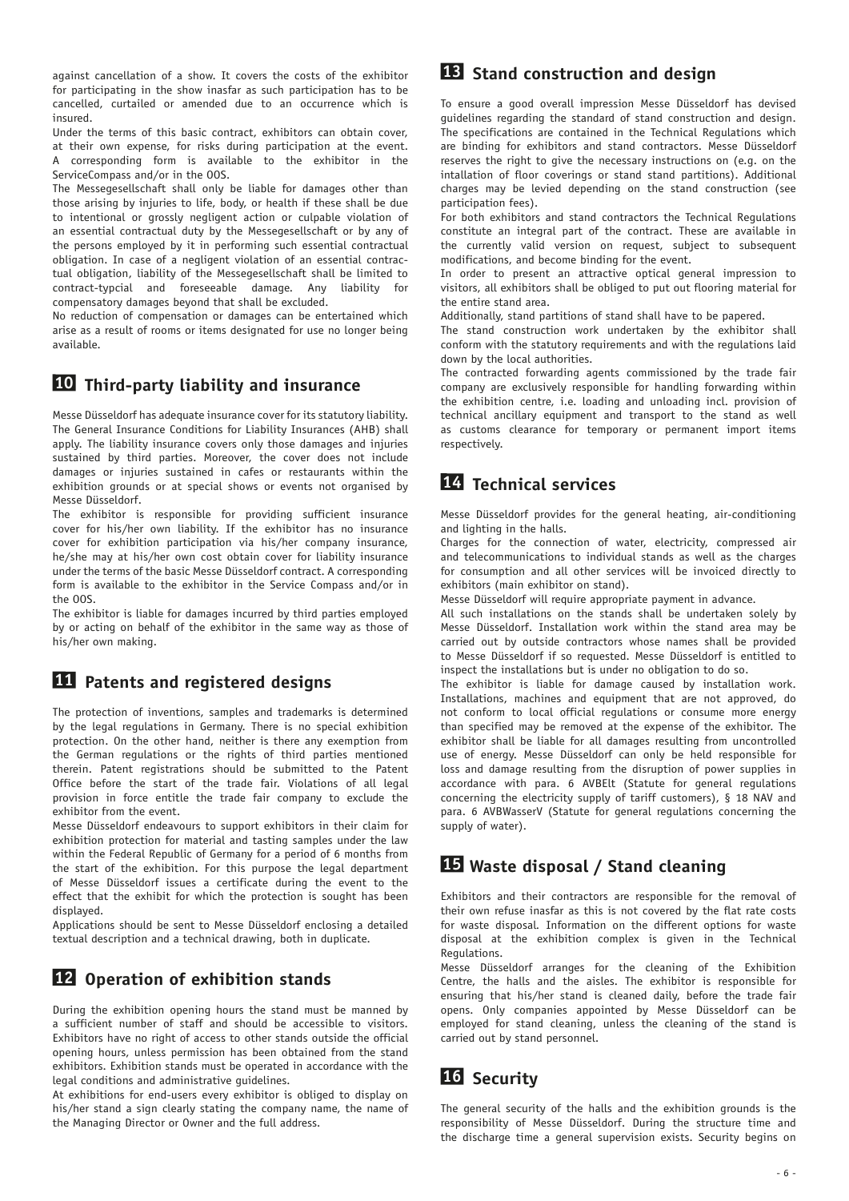against cancellation of a show. It covers the costs of the exhibitor for participating in the show inasfar as such participation has to be cancelled, curtailed or amended due to an occurrence which is insured.

Under the terms of this basic contract, exhibitors can obtain cover, at their own expense, for risks during participation at the event. A corresponding form is available to the exhibitor in the ServiceCompass and/or in the OOS.

The Messegesellschaft shall only be liable for damages other than those arising by injuries to life, body, or health if these shall be due to intentional or grossly negligent action or culpable violation of an essential contractual duty by the Messegesellschaft or by any of the persons employed by it in performing such essential contractual obligation. In case of a negligent violation of an essential contractual obligation, liability of the Messegesellschaft shall be limited to contract-typcial and foreseeable damage. Any liability for compensatory damages beyond that shall be excluded.

No reduction of compensation or damages can be entertained which arise as a result of rooms or items designated for use no longer being available.

## 10 Third-party liability and insurance

Messe Düsseldorf has adequate insurance cover for its statutory liability. The General Insurance Conditions for Liability Insurances (AHB) shall apply. The liability insurance covers only those damages and injuries sustained by third parties. Moreover, the cover does not include damages or injuries sustained in cafes or restaurants within the exhibition grounds or at special shows or events not organised by Messe Düsseldorf.

The exhibitor is responsible for providing sufficient insurance cover for his/her own liability. If the exhibitor has no insurance cover for exhibition participation via his/her company insurance, he/she may at his/her own cost obtain cover for liability insurance under the terms of the basic Messe Düsseldorf contract. A corresponding form is available to the exhibitor in the Service Compass and/or in the OOS.

The exhibitor is liable for damages incurred by third parties employed by or acting on behalf of the exhibitor in the same way as those of his/her own making.

## 11 Patents and registered designs

The protection of inventions, samples and trademarks is determined by the legal regulations in Germany. There is no special exhibition protection. On the other hand, neither is there any exemption from the German regulations or the rights of third parties mentioned therein. Patent registrations should be submitted to the Patent Office before the start of the trade fair. Violations of all legal provision in force entitle the trade fair company to exclude the exhibitor from the event.

Messe Düsseldorf endeavours to support exhibitors in their claim for exhibition protection for material and tasting samples under the law within the Federal Republic of Germany for a period of 6 months from the start of the exhibition. For this purpose the legal department of Messe Düsseldorf issues a certificate during the event to the effect that the exhibit for which the protection is sought has been displayed.

Applications should be sent to Messe Düsseldorf enclosing a detailed textual description and a technical drawing, both in duplicate.

## 12 Operation of exhibition stands

During the exhibition opening hours the stand must be manned by a sufficient number of staff and should be accessible to visitors. Exhibitors have no right of access to other stands outside the official opening hours, unless permission has been obtained from the stand exhibitors. Exhibition stands must be operated in accordance with the legal conditions and administrative guidelines.

At exhibitions for end-users every exhibitor is obliged to display on his/her stand a sign clearly stating the company name, the name of the Managing Director or Owner and the full address.

## 13 Stand construction and design

To ensure a good overall impression Messe Düsseldorf has devised guidelines regarding the standard of stand construction and design. The specifications are contained in the Technical Regulations which are binding for exhibitors and stand contractors. Messe Düsseldorf reserves the right to give the necessary instructions on (e.g. on the intallation of floor coverings or stand stand partitions). Additional charges may be levied depending on the stand construction (see participation fees).

For both exhibitors and stand contractors the Technical Regulations constitute an integral part of the contract. These are available in the currently valid version on request, subject to subsequent modifications, and become binding for the event.

In order to present an attractive optical general impression to visitors, all exhibitors shall be obliged to put out flooring material for the entire stand area.

Additionally, stand partitions of stand shall have to be papered.

The stand construction work undertaken by the exhibitor shall conform with the statutory requirements and with the regulations laid down by the local authorities.

The contracted forwarding agents commissioned by the trade fair company are exclusively responsible for handling forwarding within the exhibition centre, i.e. loading and unloading incl. provision of technical ancillary equipment and transport to the stand as well as customs clearance for temporary or permanent import items respectively.

## 14 Technical services

Messe Düsseldorf provides for the general heating, air-conditioning and lighting in the halls.

Charges for the connection of water, electricity, compressed air and telecommunications to individual stands as well as the charges for consumption and all other services will be invoiced directly to exhibitors (main exhibitor on stand).

Messe Düsseldorf will require appropriate payment in advance.

All such installations on the stands shall be undertaken solely by Messe Düsseldorf. Installation work within the stand area may be carried out by outside contractors whose names shall be provided to Messe Düsseldorf if so requested. Messe Düsseldorf is entitled to inspect the installations but is under no obligation to do so.

The exhibitor is liable for damage caused by installation work. Installations, machines and equipment that are not approved, do not conform to local official regulations or consume more energy than specified may be removed at the expense of the exhibitor. The exhibitor shall be liable for all damages resulting from uncontrolled use of energy. Messe Düsseldorf can only be held responsible for loss and damage resulting from the disruption of power supplies in accordance with para. 6 AVBElt (Statute for general regulations concerning the electricity supply of tariff customers), § 18 NAV and para. 6 AVBWasserV (Statute for general regulations concerning the supply of water).

## 15 Waste disposal / Stand cleaning

Exhibitors and their contractors are responsible for the removal of their own refuse inasfar as this is not covered by the flat rate costs for waste disposal. Information on the different options for waste disposal at the exhibition complex is given in the Technical Regulations.

Messe Düsseldorf arranges for the cleaning of the Exhibition Centre, the halls and the aisles. The exhibitor is responsible for ensuring that his/her stand is cleaned daily, before the trade fair opens. Only companies appointed by Messe Düsseldorf can be employed for stand cleaning, unless the cleaning of the stand is carried out by stand personnel.

## 16 Security

The general security of the halls and the exhibition grounds is the responsibility of Messe Düsseldorf. During the structure time and the discharge time a general supervision exists. Security begins on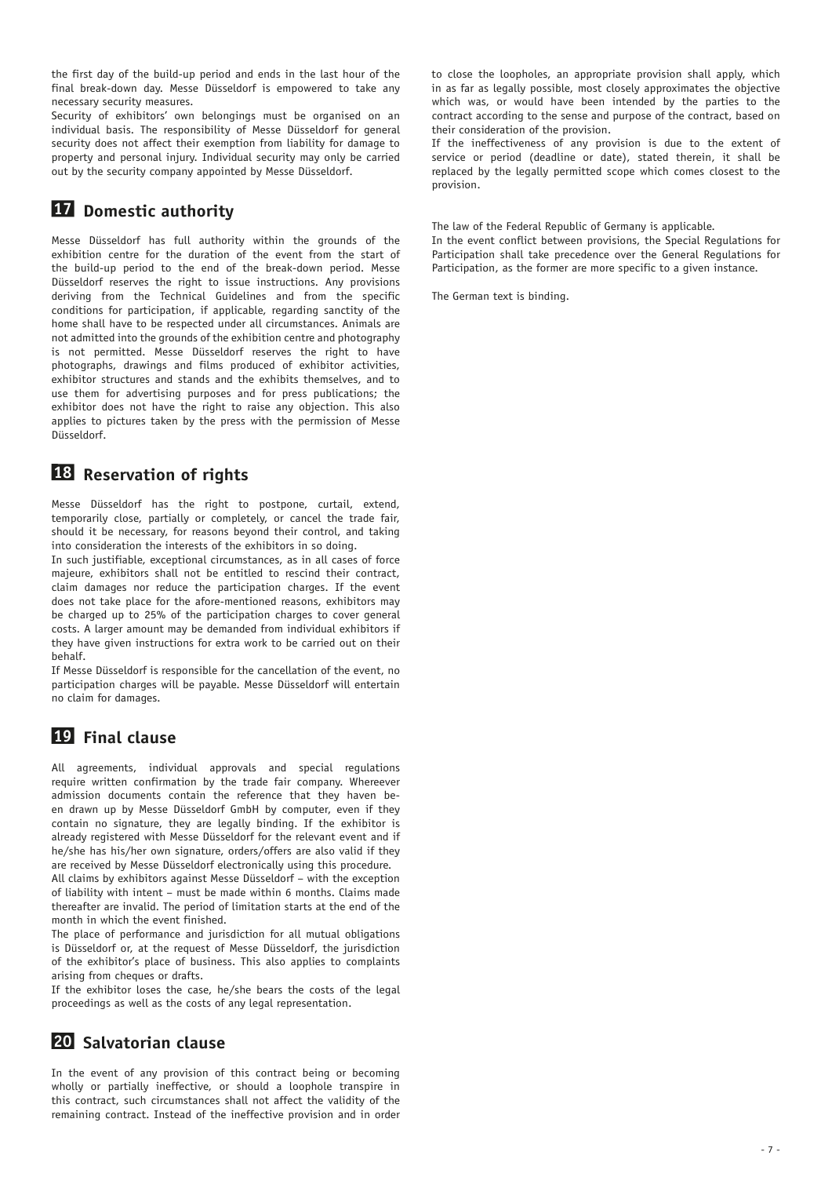the first day of the build-up period and ends in the last hour of the final break-down day. Messe Düsseldorf is empowered to take any necessary security measures.
Security of exhibitors' own belongings must be organised on an individual basis. The responsibility of Messe Düsseldorf for general security does not affect their exemption from liability for damage to property and personal injury. Individual security may only be carried out by the security company appointed by Messe Düsseldorf.

## 17 Domestic authority

Messe Düsseldorf has full authority within the grounds of the exhibition centre for the duration of the event from the start of the build-up period to the end of the break-down period. Messe Düsseldorf reserves the right to issue instructions. Any provisions deriving from the Technical Guidelines and from the specific conditions for participation, if applicable, regarding sanctity of the home shall have to be respected under all circumstances. Animals are not admitted into the grounds of the exhibition centre and photography is not permitted. Messe Düsseldorf reserves the right to have photographs, drawings and films produced of exhibitor activities, exhibitor structures and stands and the exhibits themselves, and to use them for advertising purposes and for press publications; the exhibitor does not have the right to raise any objection. This also applies to pictures taken by the press with the permission of Messe Düsseldorf.

## 18 Reservation of rights

Messe Düsseldorf has the right to postpone, curtail, extend, temporarily close, partially or completely, or cancel the trade fair, should it be necessary, for reasons beyond their control, and taking into consideration the interests of the exhibitors in so doing.
In such justifiable, exceptional circumstances, as in all cases of force majeure, exhibitors shall not be entitled to rescind their contract, claim damages nor reduce the participation charges. If the event does not take place for the afore-mentioned reasons, exhibitors may be charged up to 25% of the participation charges to cover general costs. A larger amount may be demanded from individual exhibitors if they have given instructions for extra work to be carried out on their behalf.
If Messe Düsseldorf is responsible for the cancellation of the event, no participation charges will be payable. Messe Düsseldorf will entertain no claim for damages.

## 19 Final clause

All agreements, individual approvals and special regulations require written confirmation by the trade fair company. Whereever admission documents contain the reference that they haven been drawn up by Messe Düsseldorf GmbH by computer, even if they contain no signature, they are legally binding. If the exhibitor is already registered with Messe Düsseldorf for the relevant event and if he/she has his/her own signature, orders/offers are also valid if they are received by Messe Düsseldorf electronically using this procedure.
All claims by exhibitors against Messe Düsseldorf – with the exception of liability with intent – must be made within 6 months. Claims made thereafter are invalid. The period of limitation starts at the end of the month in which the event finished.
The place of performance and jurisdiction for all mutual obligations is Düsseldorf or, at the request of Messe Düsseldorf, the jurisdiction of the exhibitor's place of business. This also applies to complaints arising from cheques or drafts.
If the exhibitor loses the case, he/she bears the costs of the legal proceedings as well as the costs of any legal representation.

## 20 Salvatorian clause

In the event of any provision of this contract being or becoming wholly or partially ineffective, or should a loophole transpire in this contract, such circumstances shall not affect the validity of the remaining contract. Instead of the ineffective provision and in order to close the loopholes, an appropriate provision shall apply, which in as far as legally possible, most closely approximates the objective which was, or would have been intended by the parties to the contract according to the sense and purpose of the contract, based on their consideration of the provision.
If the ineffectiveness of any provision is due to the extent of service or period (deadline or date), stated therein, it shall be replaced by the legally permitted scope which comes closest to the provision.

The law of the Federal Republic of Germany is applicable.
In the event conflict between provisions, the Special Regulations for Participation shall take precedence over the General Regulations for Participation, as the former are more specific to a given instance.

The German text is binding.